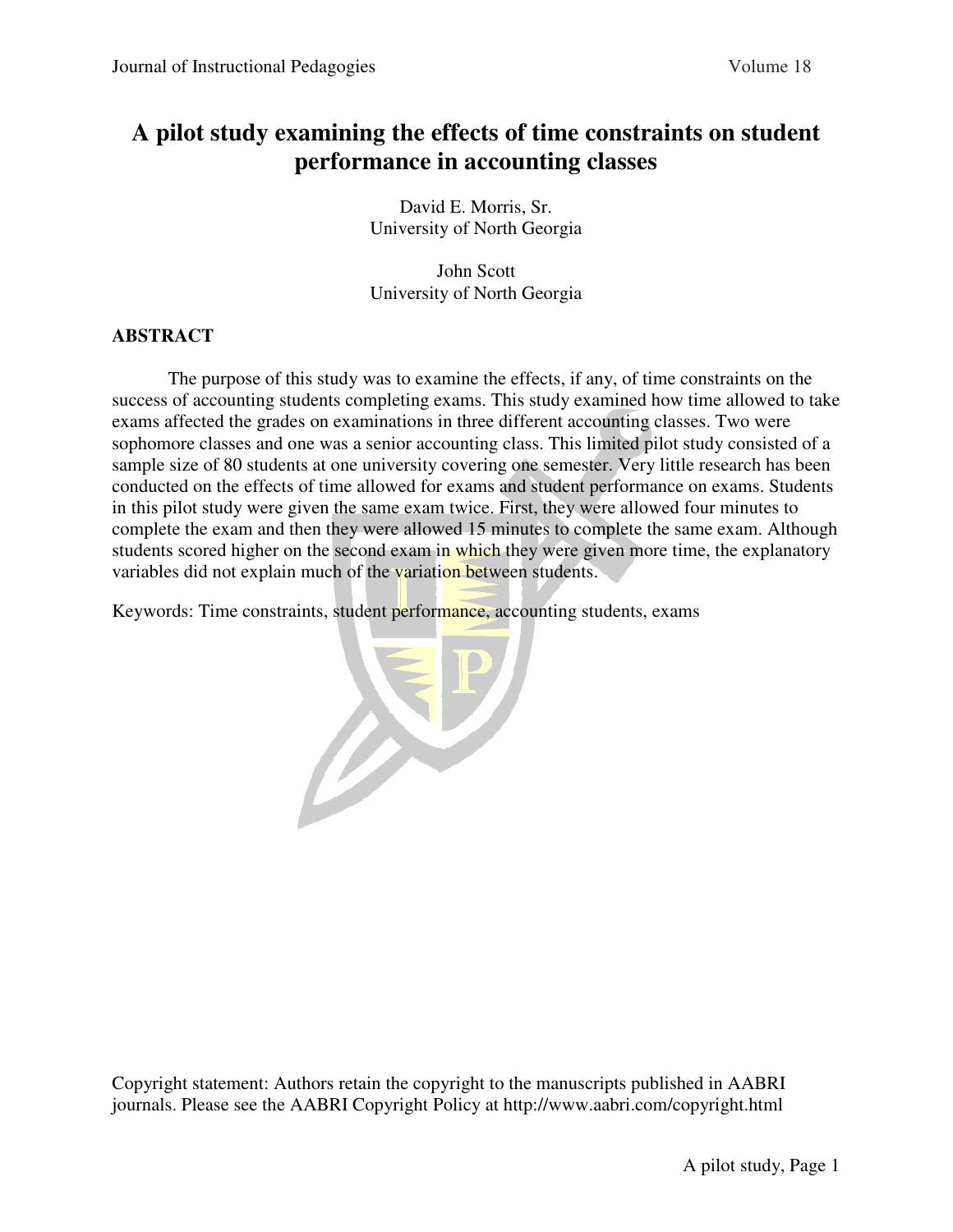# A pilot study examining the effects of time constraints on student performance in accounting classes

David E. Morris, Sr.
University of North Georgia

John Scott
University of North Georgia

## ABSTRACT

The purpose of this study was to examine the effects, if any, of time constraints on the success of accounting students completing exams. This study examined how time allowed to take exams affected the grades on examinations in three different accounting classes. Two were sophomore classes and one was a senior accounting class. This limited pilot study consisted of a sample size of 80 students at one university covering one semester. Very little research has been conducted on the effects of time allowed for exams and student performance on exams. Students in this pilot study were given the same exam twice. First, they were allowed four minutes to complete the exam and then they were allowed 15 minutes to complete the same exam. Although students scored higher on the second exam in which they were given more time, the explanatory variables did not explain much of the variation between students.

Keywords: Time constraints, student performance, accounting students, exams

Copyright statement: Authors retain the copyright to the manuscripts published in AABRI journals. Please see the AABRI Copyright Policy at http://www.aabri.com/copyright.html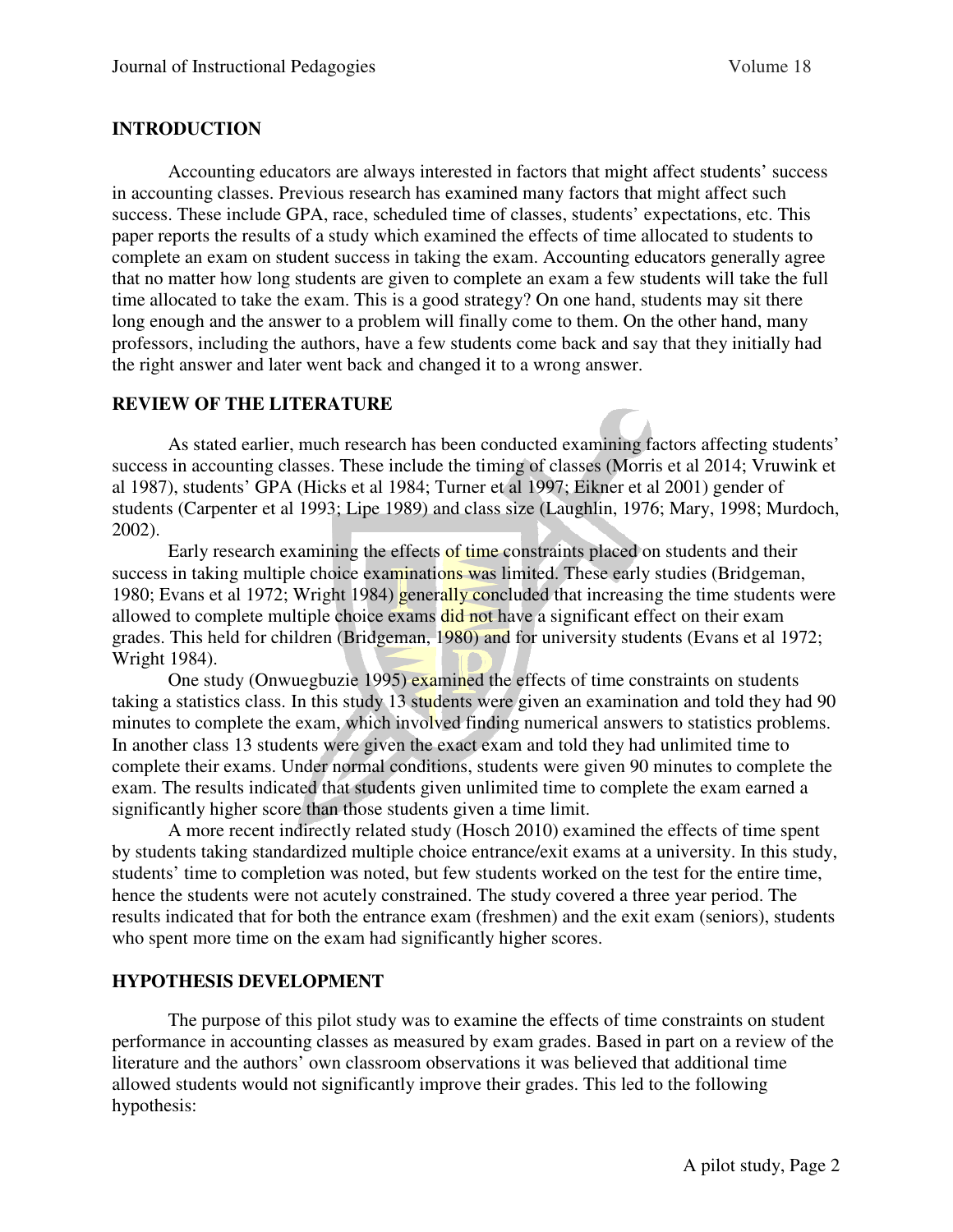## INTRODUCTION

Accounting educators are always interested in factors that might affect students' success in accounting classes. Previous research has examined many factors that might affect such success. These include GPA, race, scheduled time of classes, students' expectations, etc. This paper reports the results of a study which examined the effects of time allocated to students to complete an exam on student success in taking the exam. Accounting educators generally agree that no matter how long students are given to complete an exam a few students will take the full time allocated to take the exam. This is a good strategy? On one hand, students may sit there long enough and the answer to a problem will finally come to them. On the other hand, many professors, including the authors, have a few students come back and say that they initially had the right answer and later went back and changed it to a wrong answer.

## REVIEW OF THE LITERATURE

As stated earlier, much research has been conducted examining factors affecting students' success in accounting classes. These include the timing of classes (Morris et al 2014; Vruwink et al 1987), students' GPA (Hicks et al 1984; Turner et al 1997; Eikner et al 2001) gender of students (Carpenter et al 1993; Lipe 1989) and class size (Laughlin, 1976; Mary, 1998; Murdoch, 2002).

Early research examining the effects of time constraints placed on students and their success in taking multiple choice examinations was limited. These early studies (Bridgeman, 1980; Evans et al 1972; Wright 1984) generally concluded that increasing the time students were allowed to complete multiple choice exams did not have a significant effect on their exam grades. This held for children (Bridgeman, 1980) and for university students (Evans et al 1972; Wright 1984).

One study (Onwuegbuzie 1995) examined the effects of time constraints on students taking a statistics class. In this study 13 students were given an examination and told they had 90 minutes to complete the exam, which involved finding numerical answers to statistics problems. In another class 13 students were given the exact exam and told they had unlimited time to complete their exams. Under normal conditions, students were given 90 minutes to complete the exam. The results indicated that students given unlimited time to complete the exam earned a significantly higher score than those students given a time limit.

A more recent indirectly related study (Hosch 2010) examined the effects of time spent by students taking standardized multiple choice entrance/exit exams at a university. In this study, students' time to completion was noted, but few students worked on the test for the entire time, hence the students were not acutely constrained. The study covered a three year period. The results indicated that for both the entrance exam (freshmen) and the exit exam (seniors), students who spent more time on the exam had significantly higher scores.

## HYPOTHESIS DEVELOPMENT

The purpose of this pilot study was to examine the effects of time constraints on student performance in accounting classes as measured by exam grades. Based in part on a review of the literature and the authors' own classroom observations it was believed that additional time allowed students would not significantly improve their grades. This led to the following hypothesis: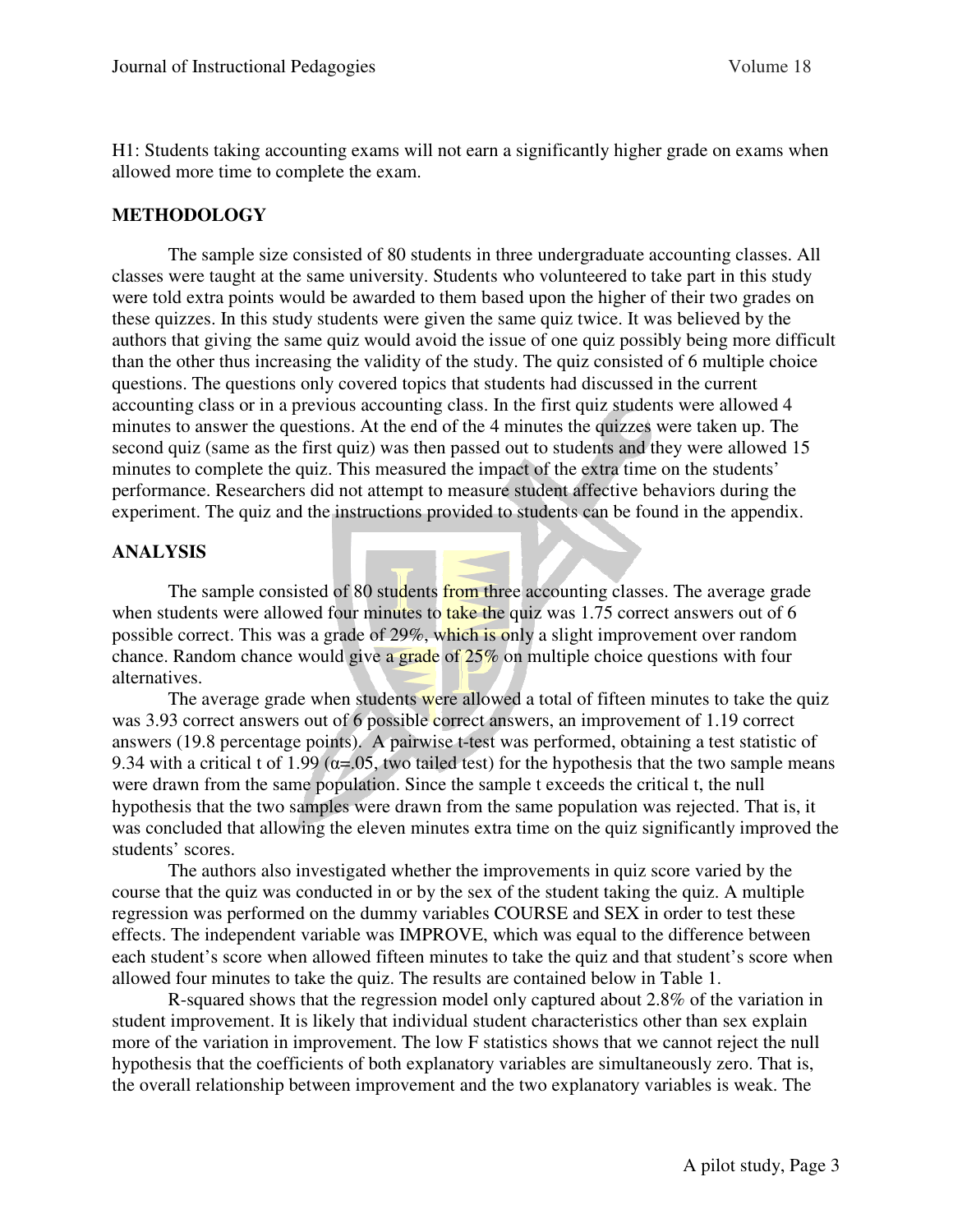H1: Students taking accounting exams will not earn a significantly higher grade on exams when allowed more time to complete the exam.

## METHODOLOGY

The sample size consisted of 80 students in three undergraduate accounting classes. All classes were taught at the same university. Students who volunteered to take part in this study were told extra points would be awarded to them based upon the higher of their two grades on these quizzes. In this study students were given the same quiz twice. It was believed by the authors that giving the same quiz would avoid the issue of one quiz possibly being more difficult than the other thus increasing the validity of the study. The quiz consisted of 6 multiple choice questions. The questions only covered topics that students had discussed in the current accounting class or in a previous accounting class. In the first quiz students were allowed 4 minutes to answer the questions. At the end of the 4 minutes the quizzes were taken up. The second quiz (same as the first quiz) was then passed out to students and they were allowed 15 minutes to complete the quiz. This measured the impact of the extra time on the students' performance. Researchers did not attempt to measure student affective behaviors during the experiment. The quiz and the instructions provided to students can be found in the appendix.

## ANALYSIS

The sample consisted of 80 students from three accounting classes. The average grade when students were allowed four minutes to take the quiz was 1.75 correct answers out of 6 possible correct. This was a grade of 29%, which is only a slight improvement over random chance. Random chance would give a grade of 25% on multiple choice questions with four alternatives.

The average grade when students were allowed a total of fifteen minutes to take the quiz was 3.93 correct answers out of 6 possible correct answers, an improvement of 1.19 correct answers (19.8 percentage points). A pairwise t-test was performed, obtaining a test statistic of 9.34 with a critical t of 1.99 ($\alpha$=.05, two tailed test) for the hypothesis that the two sample means were drawn from the same population. Since the sample t exceeds the critical t, the null hypothesis that the two samples were drawn from the same population was rejected. That is, it was concluded that allowing the eleven minutes extra time on the quiz significantly improved the students' scores.

The authors also investigated whether the improvements in quiz score varied by the course that the quiz was conducted in or by the sex of the student taking the quiz. A multiple regression was performed on the dummy variables COURSE and SEX in order to test these effects. The independent variable was IMPROVE, which was equal to the difference between each student's score when allowed fifteen minutes to take the quiz and that student's score when allowed four minutes to take the quiz. The results are contained below in Table 1.

R-squared shows that the regression model only captured about 2.8% of the variation in student improvement. It is likely that individual student characteristics other than sex explain more of the variation in improvement. The low F statistics shows that we cannot reject the null hypothesis that the coefficients of both explanatory variables are simultaneously zero. That is, the overall relationship between improvement and the two explanatory variables is weak. The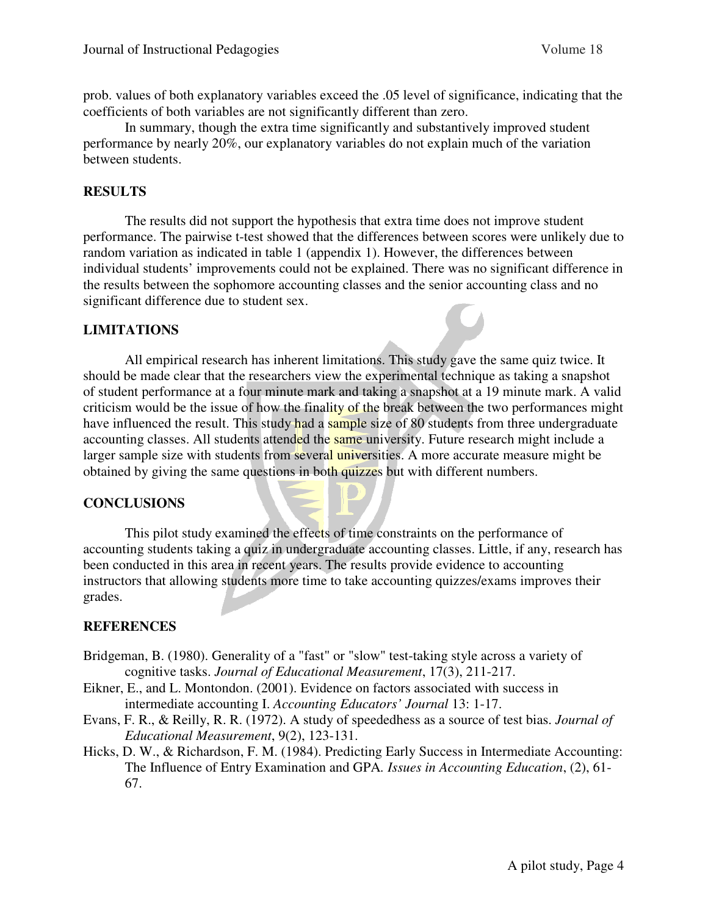prob. values of both explanatory variables exceed the .05 level of significance, indicating that the coefficients of both variables are not significantly different than zero.

In summary, though the extra time significantly and substantively improved student performance by nearly 20%, our explanatory variables do not explain much of the variation between students.

## RESULTS

The results did not support the hypothesis that extra time does not improve student performance. The pairwise t-test showed that the differences between scores were unlikely due to random variation as indicated in table 1 (appendix 1). However, the differences between individual students' improvements could not be explained. There was no significant difference in the results between the sophomore accounting classes and the senior accounting class and no significant difference due to student sex.

## LIMITATIONS

All empirical research has inherent limitations. This study gave the same quiz twice. It should be made clear that the researchers view the experimental technique as taking a snapshot of student performance at a four minute mark and taking a snapshot at a 19 minute mark. A valid criticism would be the issue of how the finality of the break between the two performances might have influenced the result. This study had a sample size of 80 students from three undergraduate accounting classes. All students attended the same university. Future research might include a larger sample size with students from several universities. A more accurate measure might be obtained by giving the same questions in both quizzes but with different numbers.

## CONCLUSIONS

This pilot study examined the effects of time constraints on the performance of accounting students taking a quiz in undergraduate accounting classes. Little, if any, research has been conducted in this area in recent years. The results provide evidence to accounting instructors that allowing students more time to take accounting quizzes/exams improves their grades.

## REFERENCES

Bridgeman, B. (1980). Generality of a "fast" or "slow" test-taking style across a variety of cognitive tasks. *Journal of Educational Measurement*, 17(3), 211-217.

Eikner, E., and L. Montondon. (2001). Evidence on factors associated with success in intermediate accounting I. *Accounting Educators' Journal* 13: 1-17.

Evans, F. R., & Reilly, R. R. (1972). A study of speededhess as a source of test bias. *Journal of Educational Measurement*, 9(2), 123-131.

Hicks, D. W., & Richardson, F. M. (1984). Predicting Early Success in Intermediate Accounting: The Influence of Entry Examination and GPA. *Issues in Accounting Education*, (2), 61-67.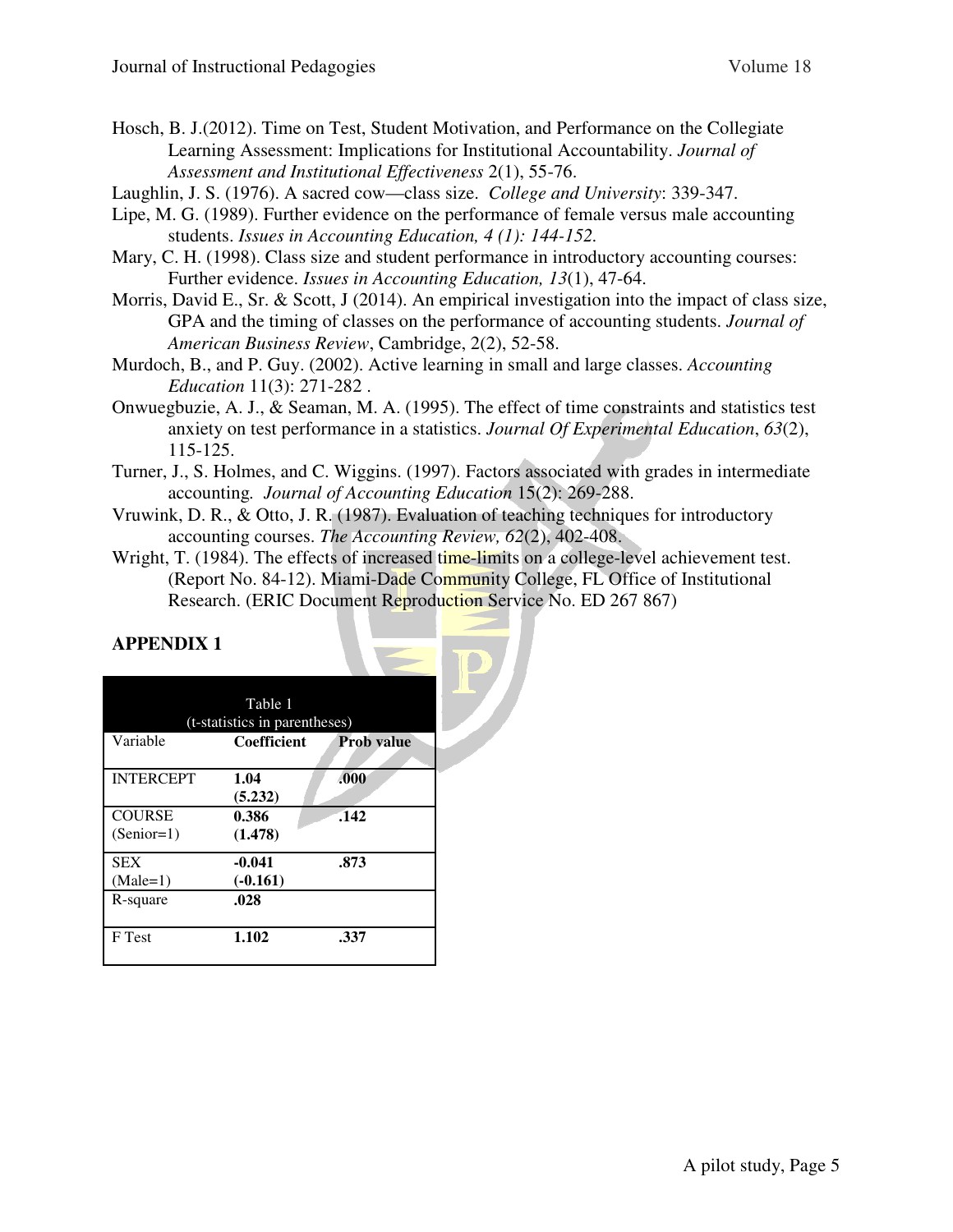Hosch, B. J.(2012). Time on Test, Student Motivation, and Performance on the Collegiate Learning Assessment: Implications for Institutional Accountability. *Journal of Assessment and Institutional Effectiveness* 2(1), 55-76.

Laughlin, J. S. (1976). A sacred cow—class size. *College and University*: 339-347.

Lipe, M. G. (1989). Further evidence on the performance of female versus male accounting students. *Issues in Accounting Education, 4 (1): 144-152.*

Mary, C. H. (1998). Class size and student performance in introductory accounting courses: Further evidence. *Issues in Accounting Education, 13*(1), 47-64.

Morris, David E., Sr. & Scott, J (2014). An empirical investigation into the impact of class size, GPA and the timing of classes on the performance of accounting students. *Journal of American Business Review*, Cambridge, 2(2), 52-58.

Murdoch, B., and P. Guy. (2002). Active learning in small and large classes. *Accounting Education* 11(3): 271-282 .

Onwuegbuzie, A. J., & Seaman, M. A. (1995). The effect of time constraints and statistics test anxiety on test performance in a statistics. *Journal Of Experimental Education*, *63*(2), 115-125.

Turner, J., S. Holmes, and C. Wiggins. (1997). Factors associated with grades in intermediate accounting. *Journal of Accounting Education* 15(2): 269-288.

Vruwink, D. R., & Otto, J. R. (1987). Evaluation of teaching techniques for introductory accounting courses. *The Accounting Review, 62*(2), 402-408.

Wright, T. (1984). The effects of increased time-limits on a college-level achievement test. (Report No. 84-12). Miami-Dade Community College, FL Office of Institutional Research. (ERIC Document Reproduction Service No. ED 267 867)

## APPENDIX 1

Table 1
(t-statistics in parentheses)

| Variable | Coefficient | Prob value |
|---|---|---|
| INTERCEPT | **1.04 (5.232)** | **.000** |
| COURSE (Senior=1) | **0.386 (1.478)** | **.142** |
| SEX (Male=1) | **-0.041 (-0.161)** | **.873** |
| R-square | **.028** | |
| F Test | **1.102** | **.337** |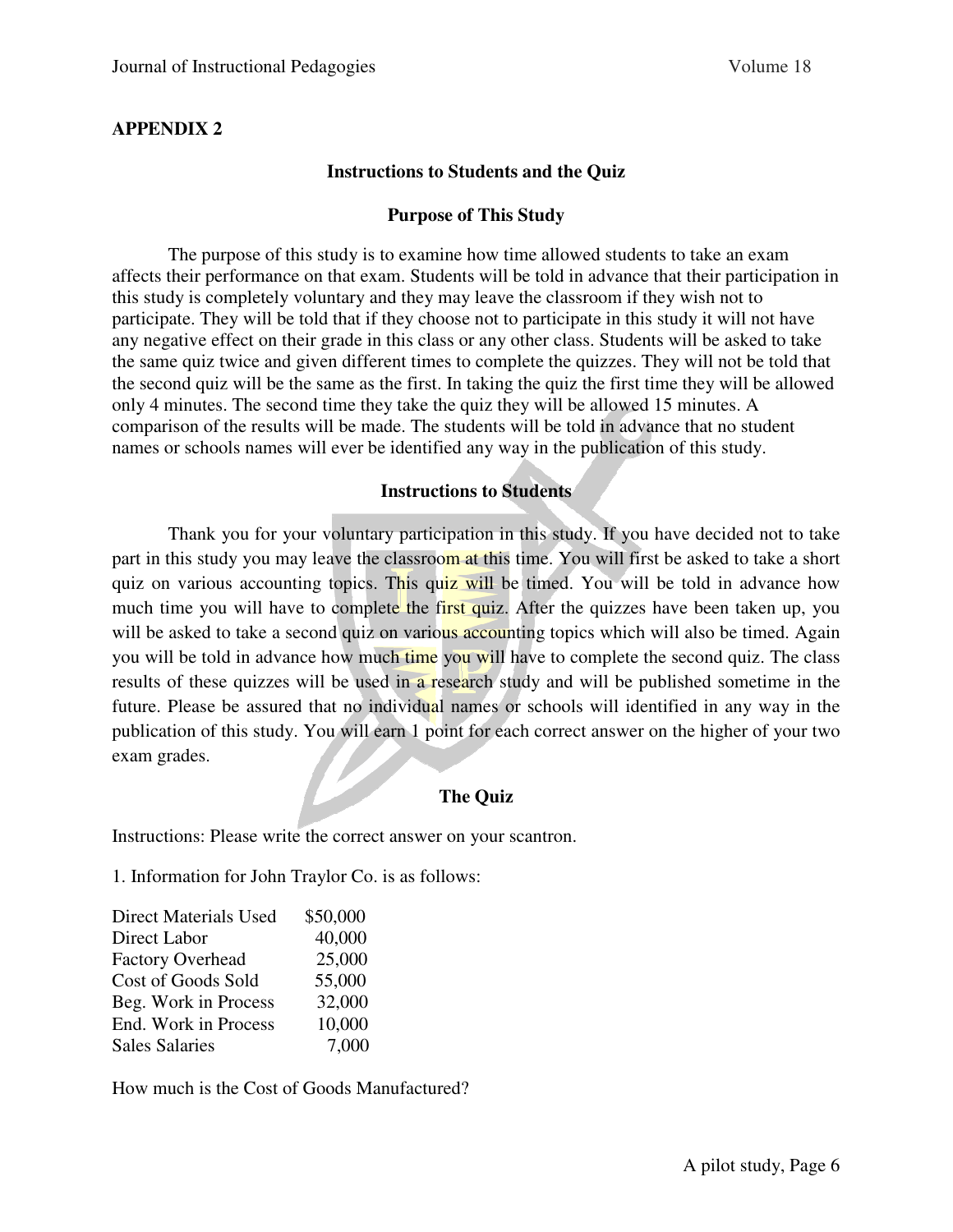## APPENDIX 2

### Instructions to Students and the Quiz

### Purpose of This Study

The purpose of this study is to examine how time allowed students to take an exam affects their performance on that exam. Students will be told in advance that their participation in this study is completely voluntary and they may leave the classroom if they wish not to participate. They will be told that if they choose not to participate in this study it will not have any negative effect on their grade in this class or any other class. Students will be asked to take the same quiz twice and given different times to complete the quizzes. They will not be told that the second quiz will be the same as the first. In taking the quiz the first time they will be allowed only 4 minutes. The second time they take the quiz they will be allowed 15 minutes. A comparison of the results will be made. The students will be told in advance that no student names or schools names will ever be identified any way in the publication of this study.

### Instructions to Students

Thank you for your voluntary participation in this study. If you have decided not to take part in this study you may leave the classroom at this time. You will first be asked to take a short quiz on various accounting topics. This quiz will be timed. You will be told in advance how much time you will have to complete the first quiz. After the quizzes have been taken up, you will be asked to take a second quiz on various accounting topics which will also be timed. Again you will be told in advance how much time you will have to complete the second quiz. The class results of these quizzes will be used in a research study and will be published sometime in the future. Please be assured that no individual names or schools will identified in any way in the publication of this study. You will earn 1 point for each correct answer on the higher of your two exam grades.

### The Quiz

Instructions: Please write the correct answer on your scantron.

1. Information for John Traylor Co. is as follows:

| | |
|---|---|
| Direct Materials Used | $50,000 |
| Direct Labor | 40,000 |
| Factory Overhead | 25,000 |
| Cost of Goods Sold | 55,000 |
| Beg. Work in Process | 32,000 |
| End. Work in Process | 10,000 |
| Sales Salaries | 7,000 |

How much is the Cost of Goods Manufactured?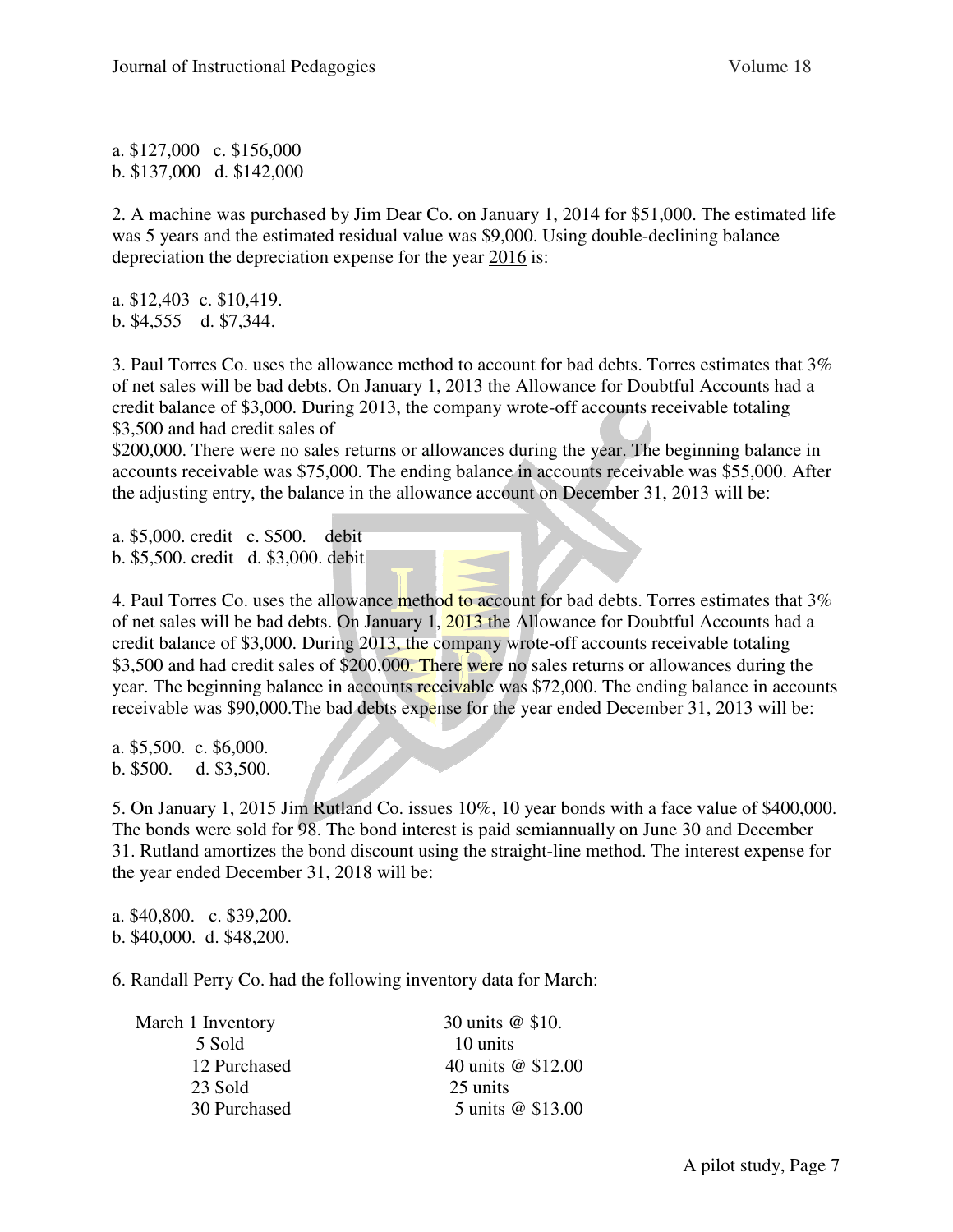a. $127,000   c. $156,000
b. $137,000   d. $142,000

2. A machine was purchased by Jim Dear Co. on January 1, 2014 for $51,000. The estimated life was 5 years and the estimated residual value was $9,000. Using double-declining balance depreciation the depreciation expense for the year <u>2016</u> is:

a. $12,403  c. $10,419.
b. $4,555    d. $7,344.

3. Paul Torres Co. uses the allowance method to account for bad debts. Torres estimates that 3% of net sales will be bad debts. On January 1, 2013 the Allowance for Doubtful Accounts had a credit balance of $3,000. During 2013, the company wrote-off accounts receivable totaling $3,500 and had credit sales of
$200,000. There were no sales returns or allowances during the year. The beginning balance in accounts receivable was $75,000. The ending balance in accounts receivable was $55,000. After the adjusting entry, the balance in the allowance account on December 31, 2013 will be:

a. $5,000. credit   c. $500.    debit
b. $5,500. credit   d. $3,000. debit

4. Paul Torres Co. uses the allowance method to account for bad debts. Torres estimates that 3% of net sales will be bad debts. On January 1, 2013 the Allowance for Doubtful Accounts had a credit balance of $3,000. During 2013, the company wrote-off accounts receivable totaling $3,500 and had credit sales of $200,000. There were no sales returns or allowances during the year. The beginning balance in accounts receivable was $72,000. The ending balance in accounts receivable was $90,000.The bad debts expense for the year ended December 31, 2013 will be:

a. $5,500.  c. $6,000.
b. $500.     d. $3,500.

5. On January 1, 2015 Jim Rutland Co. issues 10%, 10 year bonds with a face value of $400,000. The bonds were sold for 98. The bond interest is paid semiannually on June 30 and December 31. Rutland amortizes the bond discount using the straight-line method. The interest expense for the year ended December 31, 2018 will be:

a. $40,800.   c. $39,200.
b. $40,000.  d. $48,200.

6. Randall Perry Co. had the following inventory data for March:

| | |
|---|---|
| March 1 Inventory | 30 units @ $10. |
| 5 Sold | 10 units |
| 12 Purchased | 40 units @ $12.00 |
| 23 Sold | 25 units |
| 30 Purchased | 5 units @ $13.00 |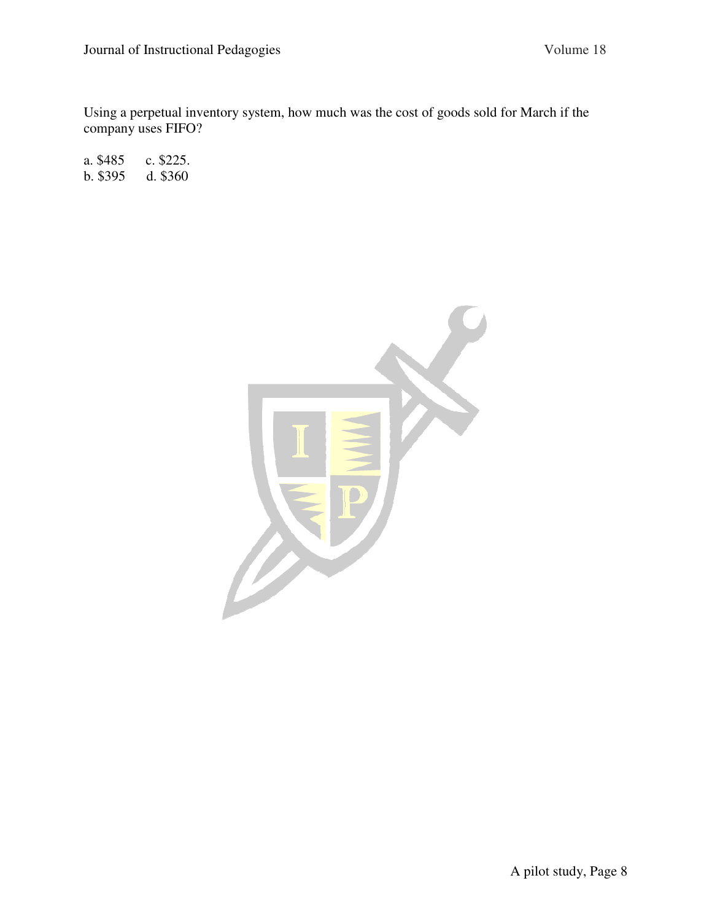Using a perpetual inventory system, how much was the cost of goods sold for March if the company uses FIFO?

a. $485  c. $225.
b. $395  d. $360